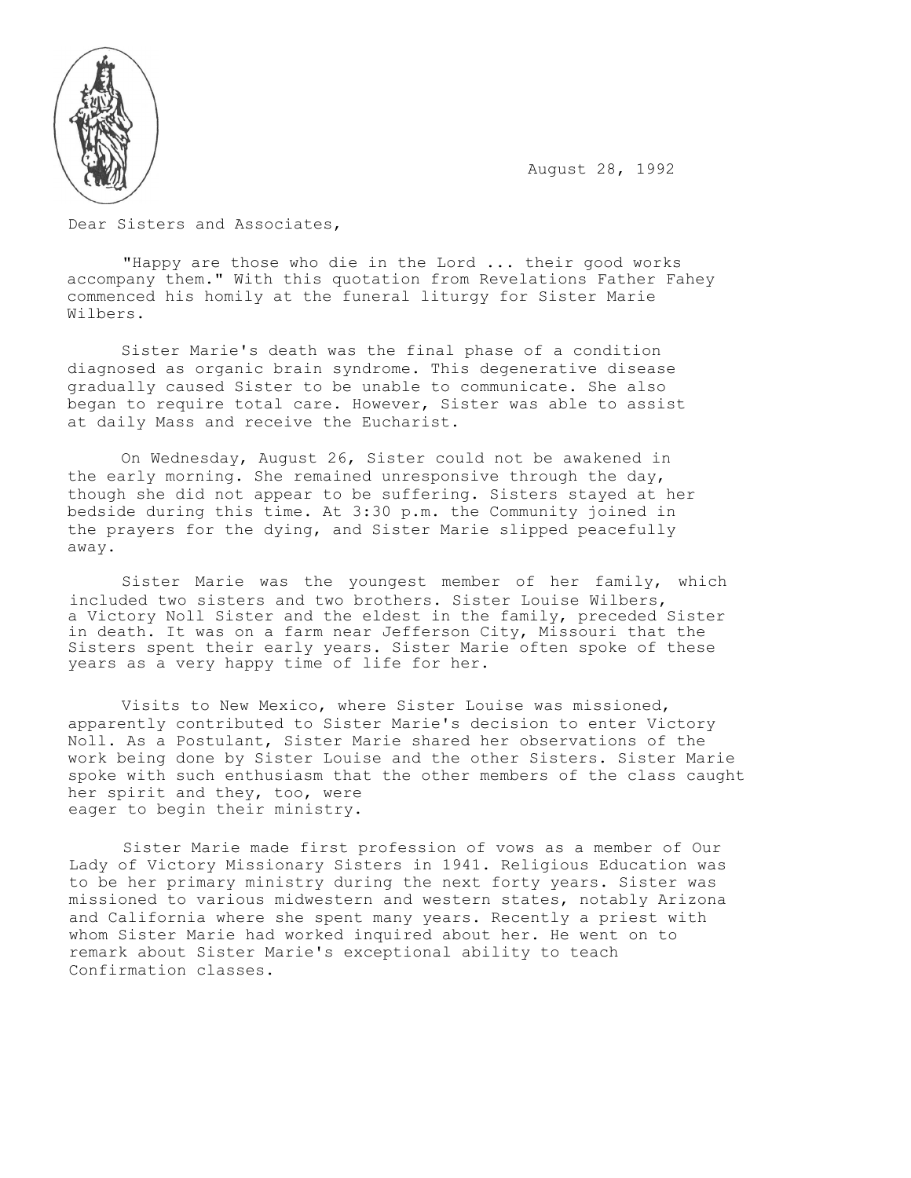August 28, 1992

Dear Sisters and Associates,

"Happy are those who die in the Lord ... their good works accompany them." With this quotation from Revelations Father Fahey commenced his homily at the funeral liturgy for Sister Marie Wilbers.

Sister Marie's death was the final phase of a condition diagnosed as organic brain syndrome. This degenerative disease gradually caused Sister to be unable to communicate. She also began to require total care. However, Sister was able to assist at daily Mass and receive the Eucharist.

On Wednesday, August 26, Sister could not be awakened in the early morning. She remained unresponsive through the day, though she did not appear to be suffering. Sisters stayed at her bedside during this time. At 3:30 p.m. the Community joined in the prayers for the dying, and Sister Marie slipped peacefully away.

Sister Marie was the youngest member of her family, which included two sisters and two brothers. Sister Louise Wilbers, a Victory Noll Sister and the eldest in the family, preceded Sister in death. It was on a farm near Jefferson City, Missouri that the Sisters spent their early years. Sister Marie often spoke of these years as a very happy time of life for her.

Visits to New Mexico, where Sister Louise was missioned, apparently contributed to Sister Marie's decision to enter Victory Noll. As a Postulant, Sister Marie shared her observations of the work being done by Sister Louise and the other Sisters. Sister Marie spoke with such enthusiasm that the other members of the class caught her spirit and they, too, were eager to begin their ministry.

Sister Marie made first profession of vows as a member of Our Lady of Victory Missionary Sisters in 1941. Religious Education was to be her primary ministry during the next forty years. Sister was missioned to various midwestern and western states, notably Arizona and California where she spent many years. Recently a priest with whom Sister Marie had worked inquired about her. He went on to remark about Sister Marie's exceptional ability to teach Confirmation classes.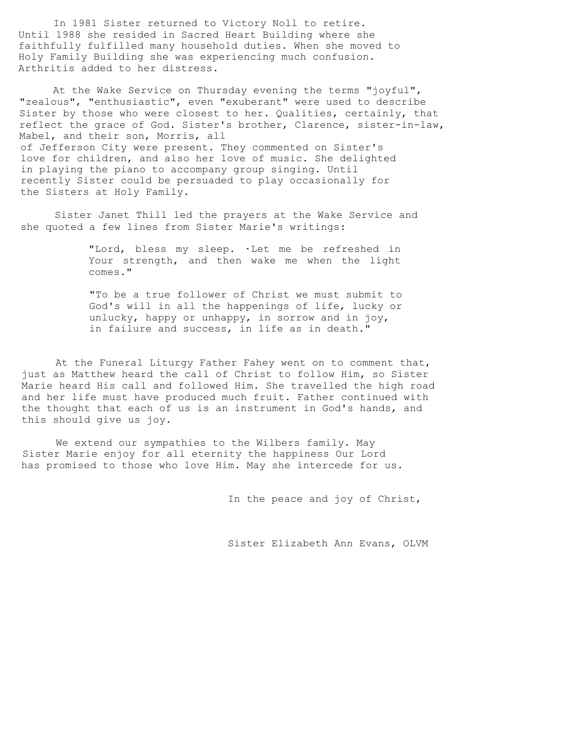In 1981 Sister returned to Victory Noll to retire. Until 1988 she resided in Sacred Heart Building where she faithfully fulfilled many household duties. When she moved to Holy Family Building she was experiencing much confusion. Arthritis added to her distress.

At the Wake Service on Thursday evening the terms "joyful", "zealous", "enthusiastic", even "exuberant" were used to describe Sister by those who were closest to her. Qualities, certainly, that reflect the grace of God. Sister's brother, Clarence, sister-in-law, Mabel, and their son, Morris, all of Jefferson City were present. They commented on Sister's love for children, and also her love of music. She delighted in playing the piano to accompany group singing. Until recently Sister could be persuaded to play occasionally for the Sisters at Holy Family.

Sister Janet Thill led the prayers at the Wake Service and she quoted a few lines from Sister Marie's writings:

> "Lord, bless my sleep. ·Let me be refreshed in Your strength, and then wake me when the light comes."
>
> "To be a true follower of Christ we must submit to God's will in all the happenings of life, lucky or unlucky, happy or unhappy, in sorrow and in joy, in failure and success, in life as in death."

At the Funeral Liturgy Father Fahey went on to comment that, just as Matthew heard the call of Christ to follow Him, so Sister Marie heard His call and followed Him. She travelled the high road and her life must have produced much fruit. Father continued with the thought that each of us is an instrument in God's hands, and this should give us joy.

We extend our sympathies to the Wilbers family. May Sister Marie enjoy for all eternity the happiness Our Lord has promised to those who love Him. May she intercede for us.

In the peace and joy of Christ,

Sister Elizabeth Ann Evans, OLVM